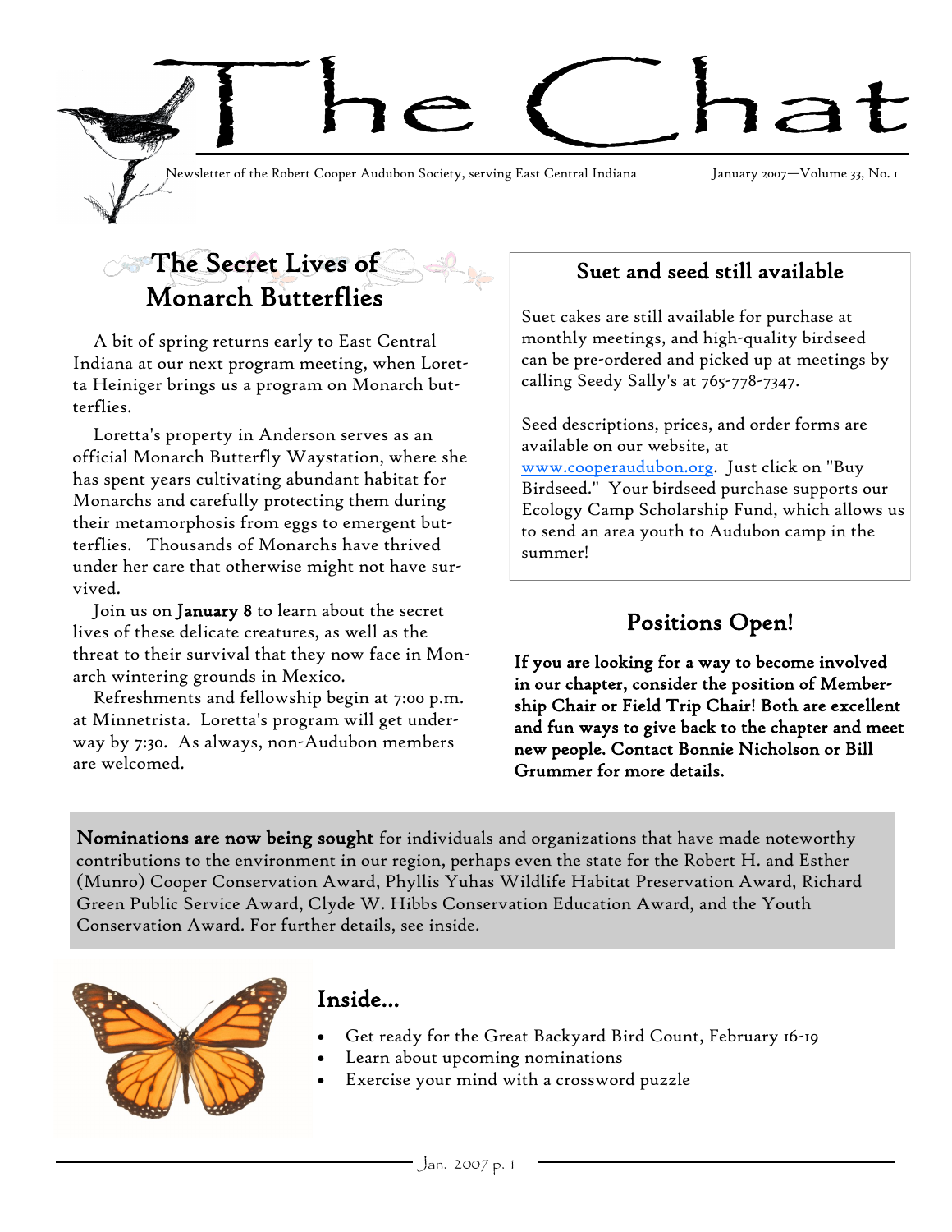# The Chat

Newsletter of the Robert Cooper Audubon Society, serving East Central Indiana

January 2007—Volume 33, No. 1

## The Secret Lives of Monarch Butterflies

A bit of spring returns early to East Central Indiana at our next program meeting, when Loretta Heiniger brings us a program on Monarch butterflies.

Loretta's property in Anderson serves as an official Monarch Butterfly Waystation, where she has spent years cultivating abundant habitat for Monarchs and carefully protecting them during their metamorphosis from eggs to emergent butterflies. Thousands of Monarchs have thrived under her care that otherwise might not have survived.

Join us on **January 8** to learn about the secret lives of these delicate creatures, as well as the threat to their survival that they now face in Monarch wintering grounds in Mexico.

Refreshments and fellowship begin at 7:00 p.m. at Minnetrista. Loretta's program will get underway by 7:30. As always, non-Audubon members are welcomed.

## Suet and seed still available

Suet cakes are still available for purchase at monthly meetings, and high-quality birdseed can be pre-ordered and picked up at meetings by calling Seedy Sally's at 765-778-7347.

Seed descriptions, prices, and order forms are available on our website, at www.cooperaudubon.org. Just click on "Buy Birdseed." Your birdseed purchase supports our Ecology Camp Scholarship Fund, which allows us to send an area youth to Audubon camp in the summer!

## Positions Open!

**If you are looking for a way to become involved in our chapter, consider the position of Membership Chair or Field Trip Chair! Both are excellent and fun ways to give back to the chapter and meet new people. Contact Bonnie Nicholson or Bill Grummer for more details.**

**Nominations are now being sought** for individuals and organizations that have made noteworthy contributions to the environment in our region, perhaps even the state for the Robert H. and Esther (Munro) Cooper Conservation Award, Phyllis Yuhas Wildlife Habitat Preservation Award, Richard Green Public Service Award, Clyde W. Hibbs Conservation Education Award, and the Youth Conservation Award. For further details, see inside.

## Inside...

- Get ready for the Great Backyard Bird Count, February 16-19
- Learn about upcoming nominations
- Exercise your mind with a crossword puzzle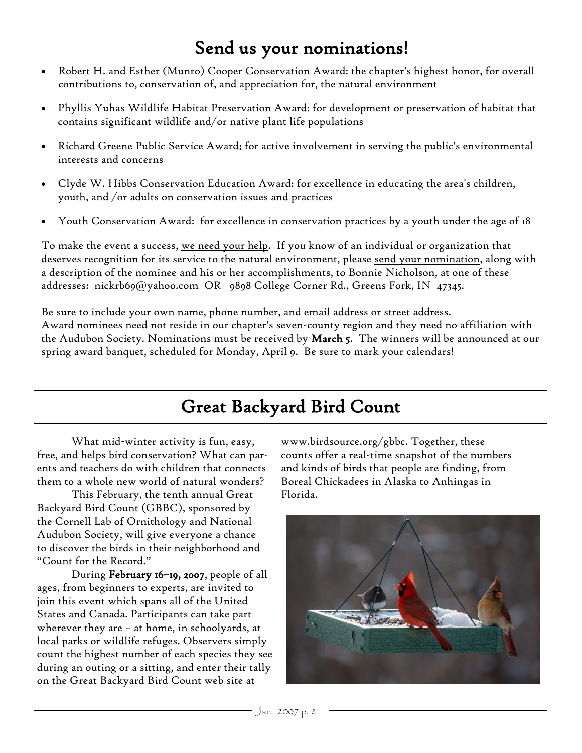# Send us your nominations!

- Robert H. and Esther (Munro) Cooper Conservation Award: the chapter's highest honor, for overall contributions to, conservation of, and appreciation for, the natural environment
- Phyllis Yuhas Wildlife Habitat Preservation Award: for development or preservation of habitat that contains significant wildlife and/or native plant life populations
- Richard Greene Public Service Award: for active involvement in serving the public's environmental interests and concerns
- Clyde W. Hibbs Conservation Education Award: for excellence in educating the area's children, youth, and /or adults on conservation issues and practices
- Youth Conservation Award: for excellence in conservation practices by a youth under the age of 18

To make the event a success, we need your help. If you know of an individual or organization that deserves recognition for its service to the natural environment, please send your nomination, along with a description of the nominee and his or her accomplishments, to Bonnie Nicholson, at one of these addresses: nickrb69@yahoo.com OR 9898 College Corner Rd., Greens Fork, IN 47345.

Be sure to include your own name, phone number, and email address or street address.
Award nominees need not reside in our chapter's seven-county region and they need no affiliation with the Audubon Society. Nominations must be received by **March 5**. The winners will be announced at our spring award banquet, scheduled for Monday, April 9. Be sure to mark your calendars!

# Great Backyard Bird Count

What mid-winter activity is fun, easy, free, and helps bird conservation? What can parents and teachers do with children that connects them to a whole new world of natural wonders?

This February, the tenth annual Great Backyard Bird Count (GBBC), sponsored by the Cornell Lab of Ornithology and National Audubon Society, will give everyone a chance to discover the birds in their neighborhood and "Count for the Record."

During **February 16–19, 2007**, people of all ages, from beginners to experts, are invited to join this event which spans all of the United States and Canada. Participants can take part wherever they are – at home, in schoolyards, at local parks or wildlife refuges. Observers simply count the highest number of each species they see during an outing or a sitting, and enter their tally on the Great Backyard Bird Count web site at www.birdsource.org/gbbc. Together, these counts offer a real-time snapshot of the numbers and kinds of birds that people are finding, from Boreal Chickadees in Alaska to Anhingas in Florida.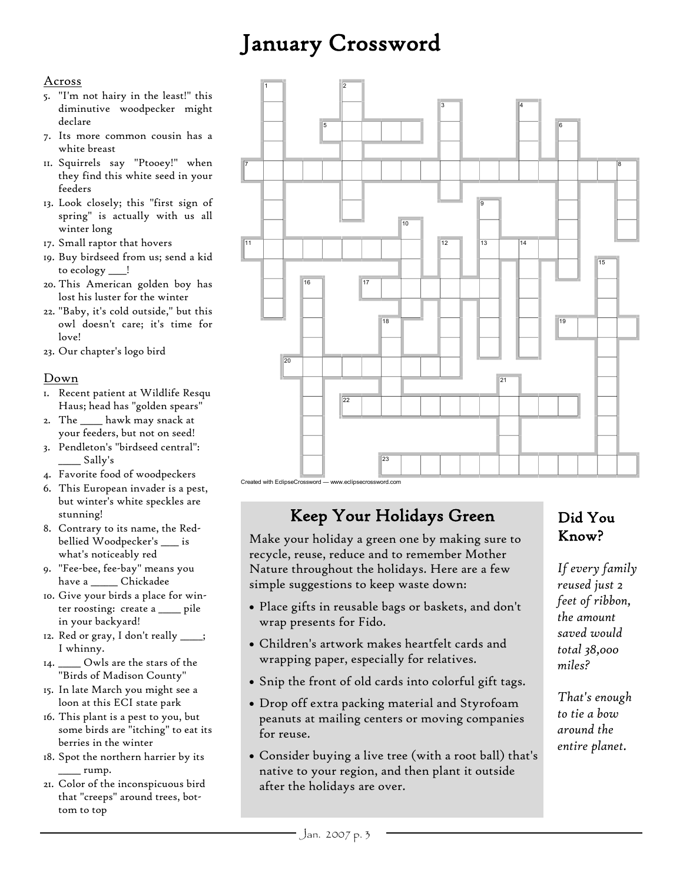# January Crossword

## Across

5. "I'm not hairy in the least!" this diminutive woodpecker might declare
7. Its more common cousin has a white breast
11. Squirrels say "Ptooey!" when they find this white seed in your feeders
13. Look closely; this "first sign of spring" is actually with us all winter long
17. Small raptor that hovers
19. Buy birdseed from us; send a kid to ecology ___!
20. This American golden boy has lost his luster for the winter
22. "Baby, it's cold outside," but this owl doesn't care; it's time for love!
23. Our chapter's logo bird

## Down

1. Recent patient at Wildlife Resqu Haus; head has "golden spears"
2. The ____ hawk may snack at your feeders, but not on seed!
3. Pendleton's "birdseed central": ____ Sally's
4. Favorite food of woodpeckers
6. This European invader is a pest, but winter's white speckles are stunning!
8. Contrary to its name, the Red-bellied Woodpecker's ___ is what's noticeably red
9. "Fee-bee, fee-bay" means you have a _____ Chickadee
10. Give your birds a place for winter roosting: create a ____ pile in your backyard!
12. Red or gray, I don't really ____; I whinny.
14. ____ Owls are the stars of the "Birds of Madison County"
15. In late March you might see a loon at this ECI state park
16. This plant is a pest to you, but some birds are "itching" to eat its berries in the winter
18. Spot the northern harrier by its ____ rump.
21. Color of the inconspicuous bird that "creeps" around trees, bottom to top

Created with EclipseCrossword — www.eclipsecrossword.com

## Keep Your Holidays Green

Make your holiday a green one by making sure to recycle, reuse, reduce and to remember Mother Nature throughout the holidays. Here are a few simple suggestions to keep waste down:

- Place gifts in reusable bags or baskets, and don't wrap presents for Fido.
- Children's artwork makes heartfelt cards and wrapping paper, especially for relatives.
- Snip the front of old cards into colorful gift tags.
- Drop off extra packing material and Styrofoam peanuts at mailing centers or moving companies for reuse.
- Consider buying a live tree (with a root ball) that's native to your region, and then plant it outside after the holidays are over.

## Did You Know?

*If every family reused just 2 feet of ribbon, the amount saved would total 38,000 miles?*

*That's enough to tie a bow around the entire planet.*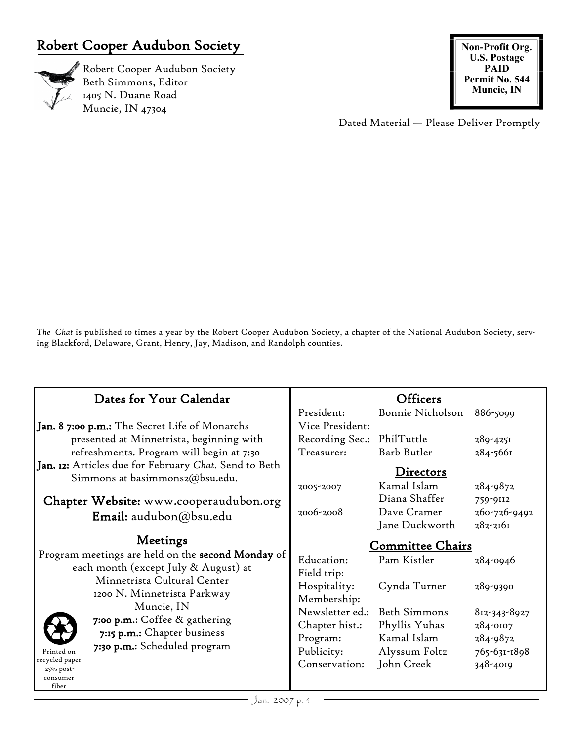# Robert Cooper Audubon Society

Robert Cooper Audubon Society
Beth Simmons, Editor
1405 N. Duane Road
Muncie, IN 47304

**Non-Profit Org.**
**U.S. Postage**
**PAID**
**Permit No. 544**
**Muncie, IN**

Dated Material — Please Deliver Promptly

*The Chat* is published 10 times a year by the Robert Cooper Audubon Society, a chapter of the National Audubon Society, serving Blackford, Delaware, Grant, Henry, Jay, Madison, and Randolph counties.

## Dates for Your Calendar

**Jan. 8 7:00 p.m.:** The Secret Life of Monarchs presented at Minnetrista, beginning with refreshments. Program will begin at 7:30

**Jan. 12:** Articles due for February *Chat*. Send to Beth Simmons at basimmons2@bsu.edu.

**Chapter Website:** www.cooperaudubon.org
**Email:** audubon@bsu.edu

## Meetings

Program meetings are held on the **second Monday** of each month (except July & August) at
Minnetrista Cultural Center
1200 N. Minnetrista Parkway
Muncie, IN

**7:00 p.m.**: Coffee & gathering
**7:15 p.m.**: Chapter business
**7:30 p.m.**: Scheduled program

Printed on recycled paper 25% post-consumer fiber

## Officers

| | | |
|---|---|---|
| President: | Bonnie Nicholson | 886-5099 |
| Vice President: | | |
| Recording Sec.: | PhilTuttle | 289-4251 |
| Treasurer: | Barb Butler | 284-5661 |

## Directors

| | | |
|---|---|---|
| 2005-2007 | Kamal Islam | 284-9872 |
| | Diana Shaffer | 759-9112 |
| 2006-2008 | Dave Cramer | 260-726-9492 |
| | Jane Duckworth | 282-2161 |

## Committee Chairs

| | | |
|---|---|---|
| Education: | Pam Kistler | 284-0946 |
| Field trip: | | |
| Hospitality: | Cynda Turner | 289-9390 |
| Membership: | | |
| Newsletter ed.: | Beth Simmons | 812-343-8927 |
| Chapter hist.: | Phyllis Yuhas | 284-0107 |
| Program: | Kamal Islam | 284-9872 |
| Publicity: | Alyssum Foltz | 765-631-1898 |
| Conservation: | John Creek | 348-4019 |